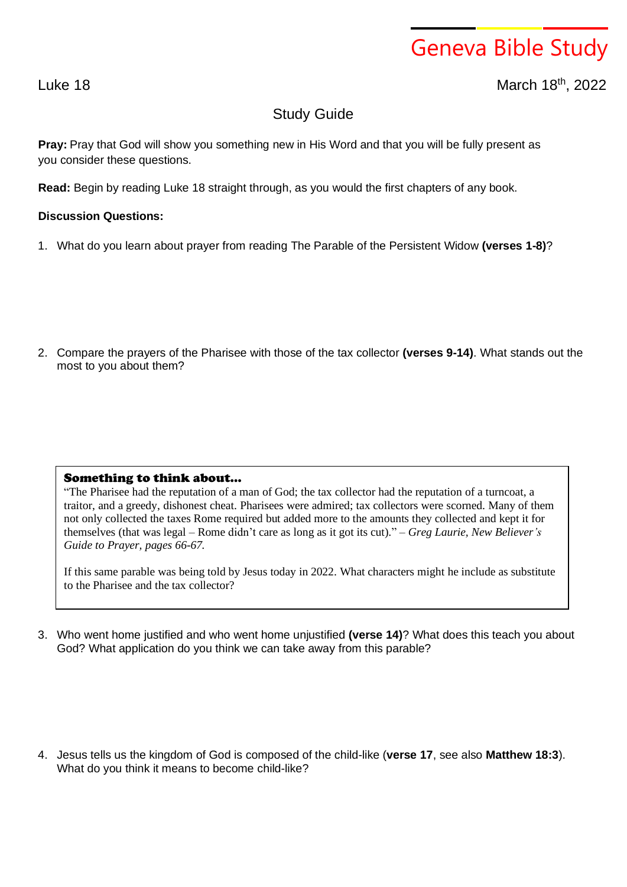# Geneva Bible Study

Luke 18

March 18th, 2022

## Study Guide

**Pray:** Pray that God will show you something new in His Word and that you will be fully present as you consider these questions.

**Read:** Begin by reading Luke 18 straight through, as you would the first chapters of any book.

**Discussion Questions:**

1. What do you learn about prayer from reading The Parable of the Persistent Widow **(verses 1-8)**?

2. Compare the prayers of the Pharisee with those of the tax collector **(verses 9-14)**. What stands out the most to you about them?

> **Something to think about…**
>
> "The Pharisee had the reputation of a man of God; the tax collector had the reputation of a turncoat, a traitor, and a greedy, dishonest cheat. Pharisees were admired; tax collectors were scorned. Many of them not only collected the taxes Rome required but added more to the amounts they collected and kept it for themselves (that was legal – Rome didn't care as long as it got its cut)." – *Greg Laurie, New Believer's Guide to Prayer, pages 66-67.*
>
> If this same parable was being told by Jesus today in 2022. What characters might he include as substitute to the Pharisee and the tax collector?

3. Who went home justified and who went home unjustified **(verse 14)**? What does this teach you about God? What application do you think we can take away from this parable?

4. Jesus tells us the kingdom of God is composed of the child-like (**verse 17**, see also **Matthew 18:3**). What do you think it means to become child-like?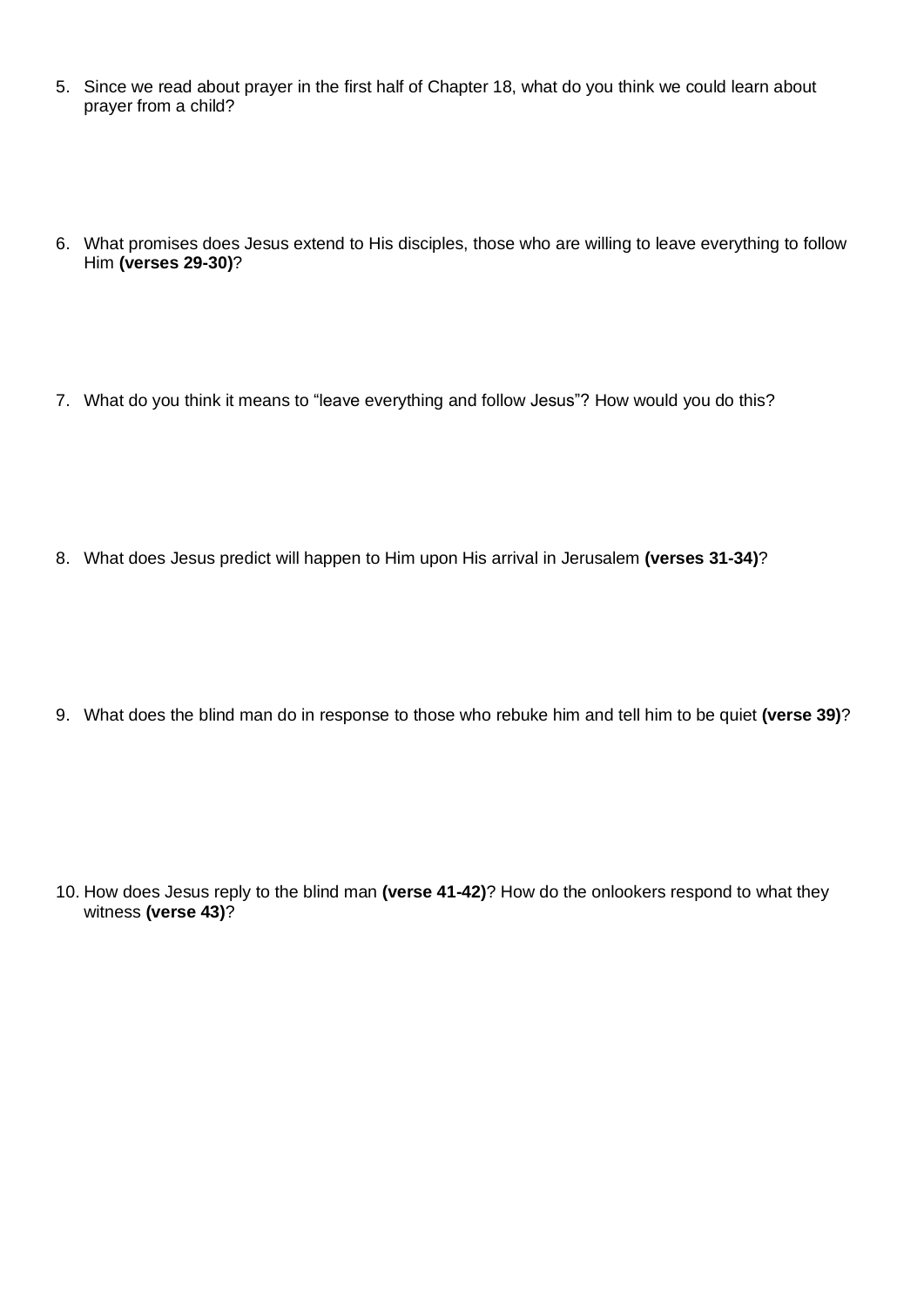5. Since we read about prayer in the first half of Chapter 18, what do you think we could learn about prayer from a child?

6. What promises does Jesus extend to His disciples, those who are willing to leave everything to follow Him **(verses 29-30)**?

7. What do you think it means to “leave everything and follow Jesus”? How would you do this?

8. What does Jesus predict will happen to Him upon His arrival in Jerusalem **(verses 31-34)**?

9. What does the blind man do in response to those who rebuke him and tell him to be quiet **(verse 39)**?

10. How does Jesus reply to the blind man **(verse 41-42)**? How do the onlookers respond to what they witness **(verse 43)**?